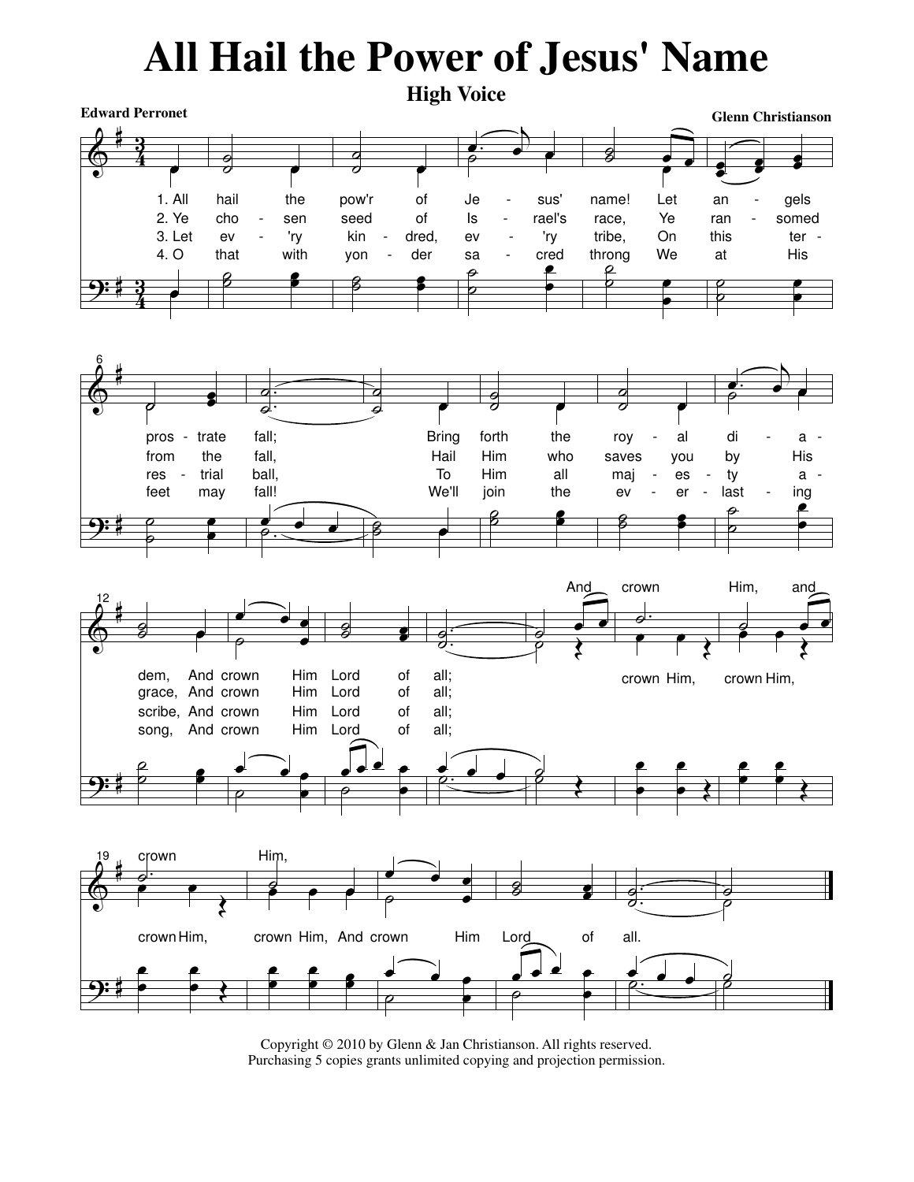# All Hail the Power of Jesus' Name

## High Voice

**Edward Perronet**

**Glenn Christianson**

1. All hail the pow'r of Jesus' name! Let angels prostrate fall; Bring forth the royal diadem, And crown Him Lord of all;
2. Ye chosen seed of Israel's race, Ye ransomed from the fall, Hail Him who saves you by His grace, And crown Him Lord of all;
3. Let ev'ry kindred, ev'ry tribe, On this terrestrial ball, To Him all majesty ascribe, And crown Him Lord of all;
4. O that with yonder sacred throng We at His feet may fall! We'll join the everlasting song, And crown Him Lord of all;

And crown Him, and crown Him, crown Him, crown Him, crown Him, crown Him, crown Him, And crown Him Lord of all.

Copyright © 2010 by Glenn & Jan Christianson. All rights reserved.
Purchasing 5 copies grants unlimited copying and projection permission.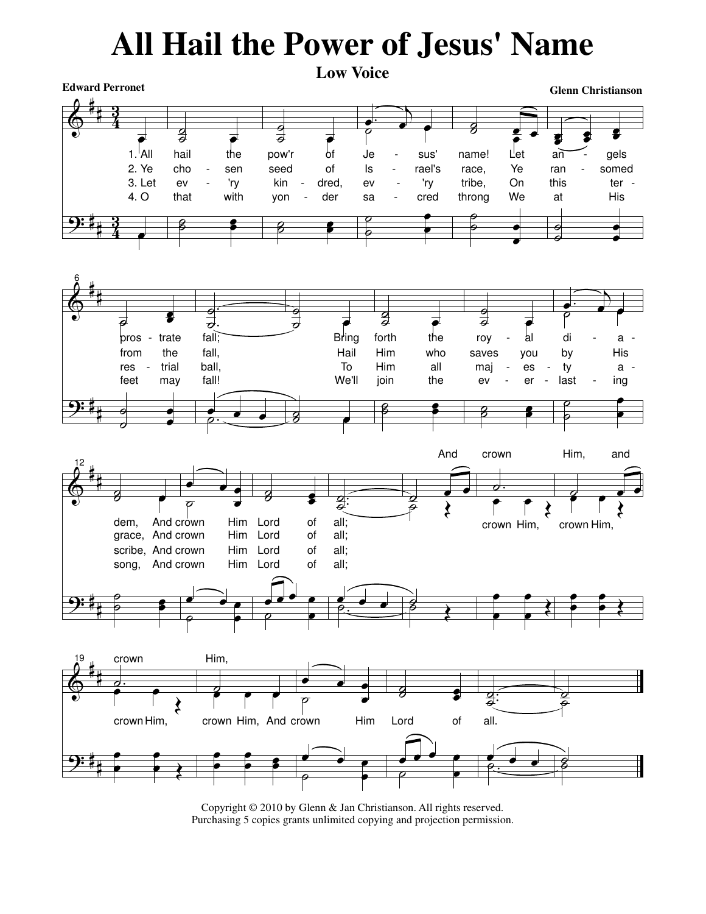# All Hail the Power of Jesus' Name

**Low Voice**

**Edward Perronet**

**Glenn Christianson**

1. All hail the pow'r of Je - sus' name! Let an - gels pros - trate fall; Bring forth the roy - al di - a - dem, And crown Him Lord of all;
2. Ye cho - sen seed of Is - rael's race, Ye ran - somed from the fall, Hail Him who saves you by His grace, And crown Him Lord of all;
3. Let ev - 'ry kin - dred, ev - 'ry tribe, On this ter - res - trial ball, To Him all maj - es - ty a - scribe, And crown Him Lord of all;
4. O that with yon - der sa - cred throng We at His feet may fall! We'll join the ev - er - last - ing song, And crown Him Lord of all;

And crown Him, and crown Him,

crown Him, crown Him, crown Him, crown Him, crown Him, And crown Him Lord of all.

Copyright © 2010 by Glenn & Jan Christianson. All rights reserved.
Purchasing 5 copies grants unlimited copying and projection permission.